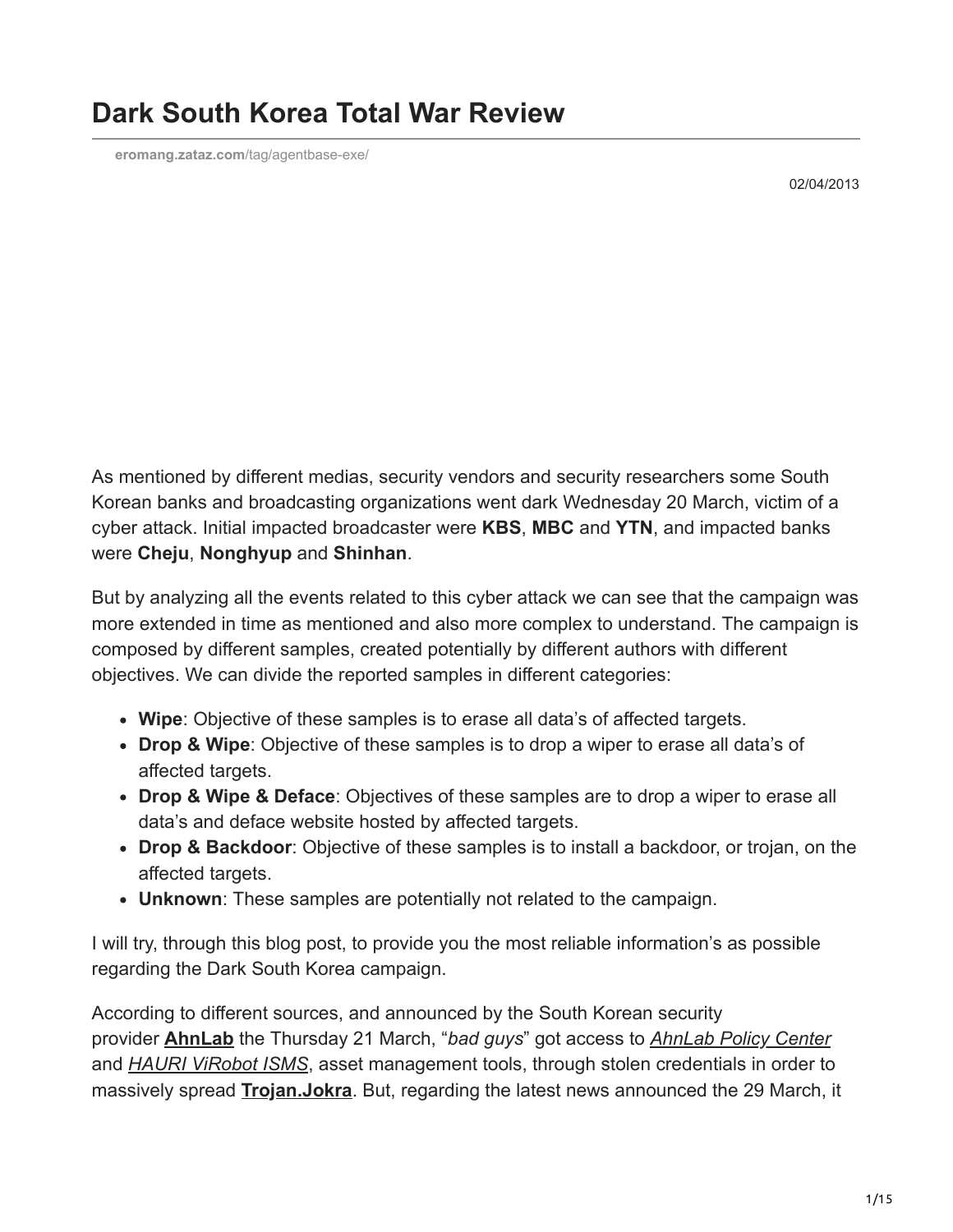# Dark South Korea Total War Review

**eromang.zataz.com**/tag/agentbase-exe/

02/04/2013

As mentioned by different medias, security vendors and security researchers some South Korean banks and broadcasting organizations went dark Wednesday 20 March, victim of a cyber attack. Initial impacted broadcaster were **KBS**, **MBC** and **YTN**, and impacted banks were **Cheju**, **Nonghyup** and **Shinhan**.

But by analyzing all the events related to this cyber attack we can see that the campaign was more extended in time as mentioned and also more complex to understand. The campaign is composed by different samples, created potentially by different authors with different objectives. We can divide the reported samples in different categories:

- **Wipe**: Objective of these samples is to erase all data's of affected targets.
- **Drop & Wipe**: Objective of these samples is to drop a wiper to erase all data's of affected targets.
- **Drop & Wipe & Deface**: Objectives of these samples are to drop a wiper to erase all data's and deface website hosted by affected targets.
- **Drop & Backdoor**: Objective of these samples is to install a backdoor, or trojan, on the affected targets.
- **Unknown**: These samples are potentially not related to the campaign.

I will try, through this blog post, to provide you the most reliable information's as possible regarding the Dark South Korea campaign.

According to different sources, and announced by the South Korean security provider **AhnLab** the Thursday 21 March, "*bad guys*" got access to *AhnLab Policy Center* and *HAURI ViRobot ISMS*, asset management tools, through stolen credentials in order to massively spread **Trojan.Jokra**. But, regarding the latest news announced the 29 March, it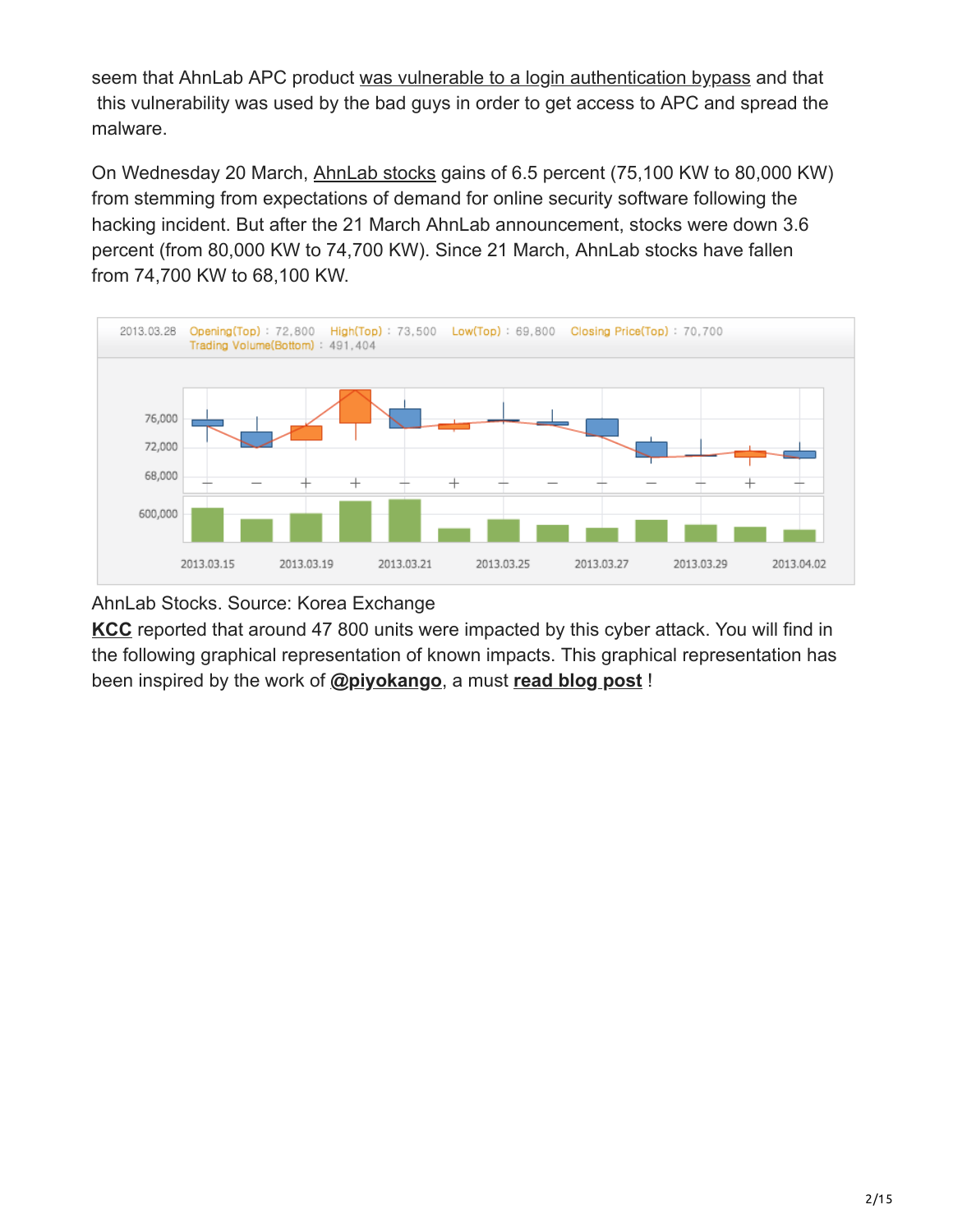seem that AhnLab APC product was vulnerable to a login authentication bypass and that this vulnerability was used by the bad guys in order to get access to APC and spread the malware.

On Wednesday 20 March, AhnLab stocks gains of 6.5 percent (75,100 KW to 80,000 KW) from stemming from expectations of demand for online security software following the hacking incident. But after the 21 March AhnLab announcement, stocks were down 3.6 percent (from 80,000 KW to 74,700 KW). Since 21 March, AhnLab stocks have fallen from 74,700 KW to 68,100 KW.

AhnLab Stocks. Source: Korea Exchange

**KCC** reported that around 47 800 units were impacted by this cyber attack. You will find in the following graphical representation of known impacts. This graphical representation has been inspired by the work of **@piyokango**, a must **read blog post** !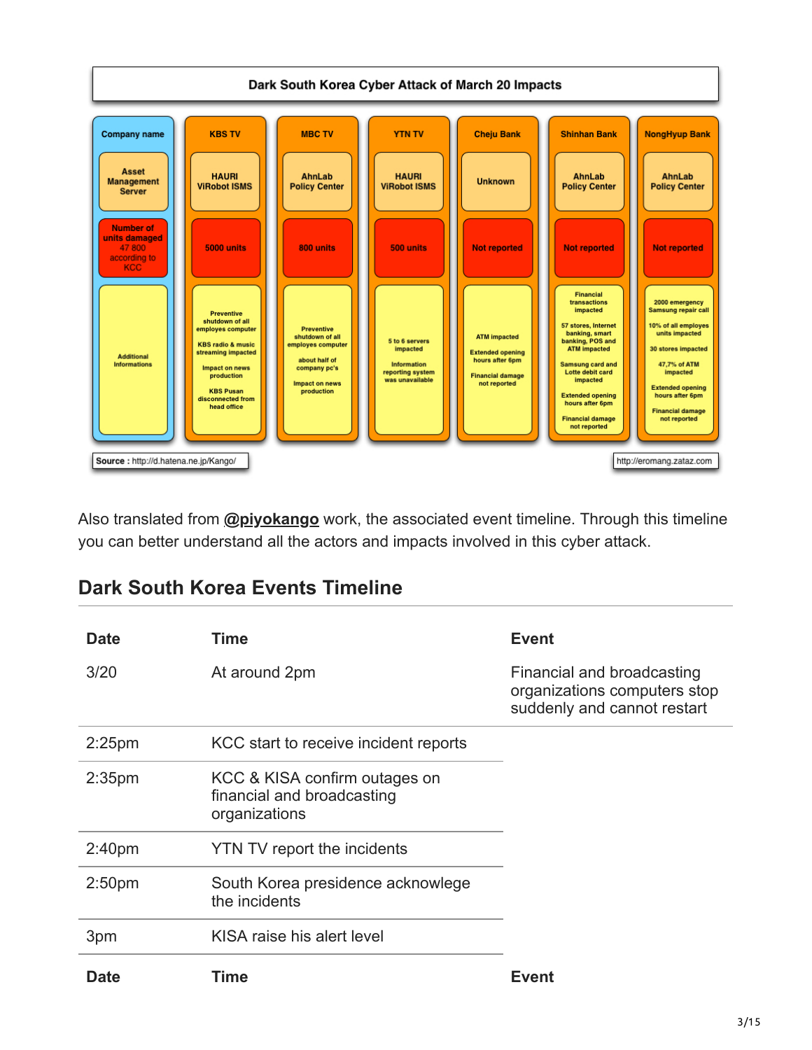## Dark South Korea Cyber Attack of March 20 Impacts

| Company name | KBS TV | MBC TV | YTN TV | Cheju Bank | Shinhan Bank | NongHyup Bank |
|---|---|---|---|---|---|---|
| Asset Management Server | HAURI ViRobot ISMS | AhnLab Policy Center | HAURI ViRobot ISMS | Unknown | AhnLab Policy Center | AhnLab Policy Center |
| Number of units damaged 47 800 according to KCC | 5000 units | 800 units | 500 units | Not reported | Not reported | Not reported |
| Additional Informations | Preventive shutdown of all employes computer<br>KBS radio & music streaming impacted<br>Impact on news production<br>KBS Pusan disconnected from head office | Preventive shutdown of all employes computer<br>about half of company pc's<br>Impact on news production | 5 to 6 servers impacted<br>Information reporting system was unavailable | ATM impacted<br>Extended opening hours after 6pm<br>Financial damage not reported | Financial transactions impacted<br>57 stores, Internet banking, smart banking, POS and ATM impacted<br>Samsung card and Lotte debit card impacted<br>Extended opening hours after 6pm<br>Financial damage not reported | 2000 emergency Samsung repair call<br>10% of all employes units impacted<br>30 stores impacted<br>47,7% of ATM impacted<br>Extended opening hours after 6pm<br>Financial damage not reported |

**Source :** http://d.hatena.ne.jp/Kango/ http://eromang.zataz.com

Also translated from **@piyokango** work, the associated event timeline. Through this timeline you can better understand all the actors and impacts involved in this cyber attack.

## Dark South Korea Events Timeline

| Date | Time | Event |
|---|---|---|
| 3/20 | At around 2pm | Financial and broadcasting organizations computers stop suddenly and cannot restart |
| 2:25pm | KCC start to receive incident reports | |
| 2:35pm | KCC & KISA confirm outages on financial and broadcasting organizations | |
| 2:40pm | YTN TV report the incidents | |
| 2:50pm | South Korea presidence acknowlege the incidents | |
| 3pm | KISA raise his alert level | |
| **Date** | **Time** | **Event** |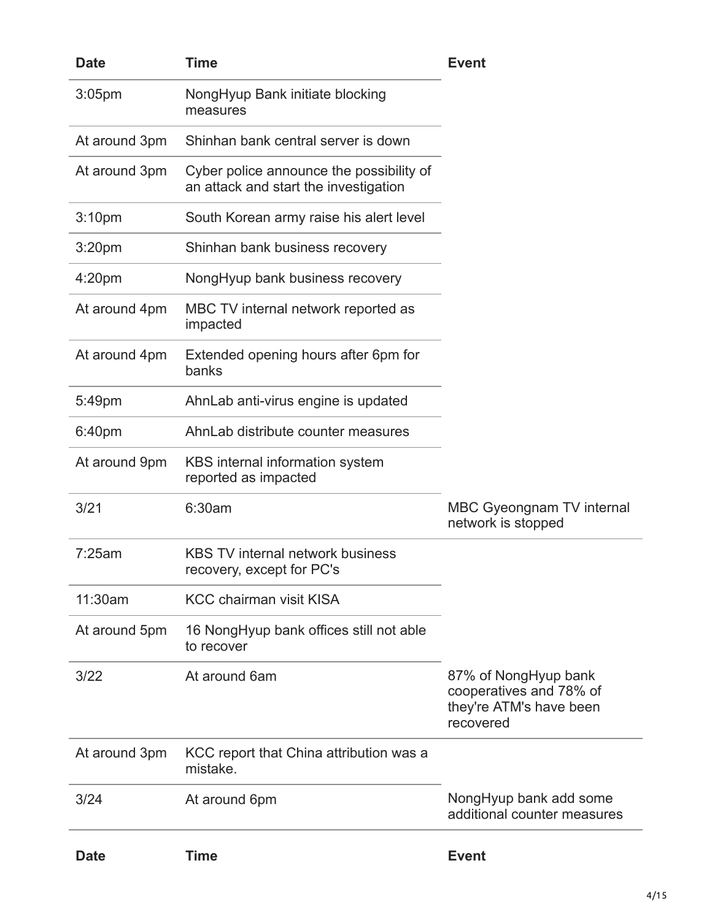| Date | Time | Event |
|---|---|---|
| 3:05pm | NongHyup Bank initiate blocking measures | |
| At around 3pm | Shinhan bank central server is down | |
| At around 3pm | Cyber police announce the possibility of an attack and start the investigation | |
| 3:10pm | South Korean army raise his alert level | |
| 3:20pm | Shinhan bank business recovery | |
| 4:20pm | NongHyup bank business recovery | |
| At around 4pm | MBC TV internal network reported as impacted | |
| At around 4pm | Extended opening hours after 6pm for banks | |
| 5:49pm | AhnLab anti-virus engine is updated | |
| 6:40pm | AhnLab distribute counter measures | |
| At around 9pm | KBS internal information system reported as impacted | |
| 3/21 | 6:30am | MBC Gyeongnam TV internal network is stopped |
| 7:25am | KBS TV internal network business recovery, except for PC's | |
| 11:30am | KCC chairman visit KISA | |
| At around 5pm | 16 NongHyup bank offices still not able to recover | |
| 3/22 | At around 6am | 87% of NongHyup bank cooperatives and 78% of they're ATM's have been recovered |
| At around 3pm | KCC report that China attribution was a mistake. | |
| 3/24 | At around 6pm | NongHyup bank add some additional counter measures |
| **Date** | **Time** | **Event** |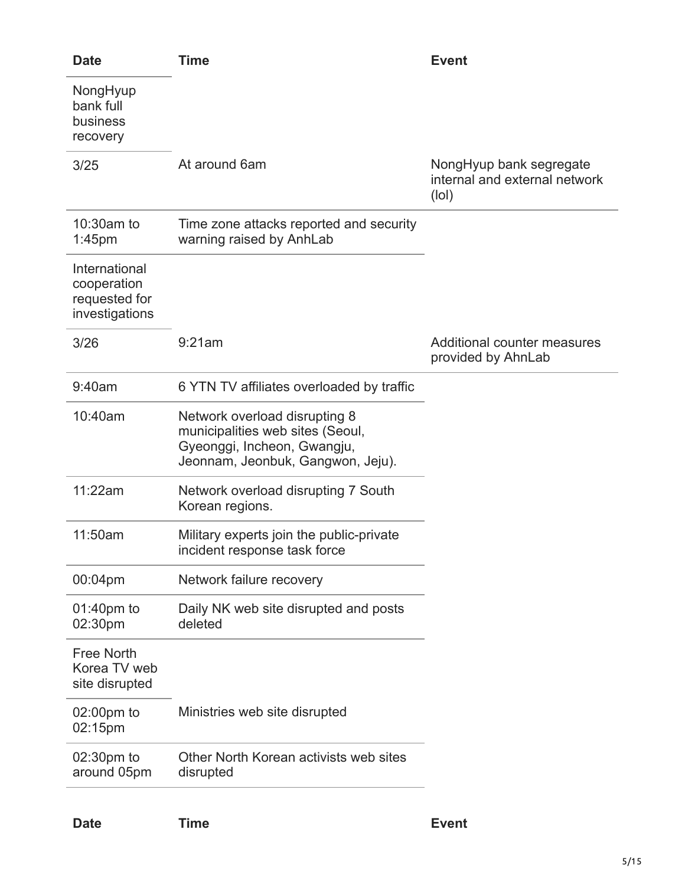| Date | Time | Event |
|---|---|---|
| NongHyup bank full business recovery | | |
| 3/25 | At around 6am | NongHyup bank segregate internal and external network (lol) |
| 10:30am to 1:45pm | Time zone attacks reported and security warning raised by AnhLab | |
| International cooperation requested for investigations | | |
| 3/26 | 9:21am | Additional counter measures provided by AhnLab |
| 9:40am | 6 YTN TV affiliates overloaded by traffic | |
| 10:40am | Network overload disrupting 8 municipalities web sites (Seoul, Gyeonggi, Incheon, Gwangju, Jeonnam, Jeonbuk, Gangwon, Jeju). | |
| 11:22am | Network overload disrupting 7 South Korean regions. | |
| 11:50am | Military experts join the public-private incident response task force | |
| 00:04pm | Network failure recovery | |
| 01:40pm to 02:30pm | Daily NK web site disrupted and posts deleted | |
| Free North Korea TV web site disrupted | | |
| 02:00pm to 02:15pm | Ministries web site disrupted | |
| 02:30pm to around 05pm | Other North Korean activists web sites disrupted | |

| Date | Time | Event |
|---|---|---|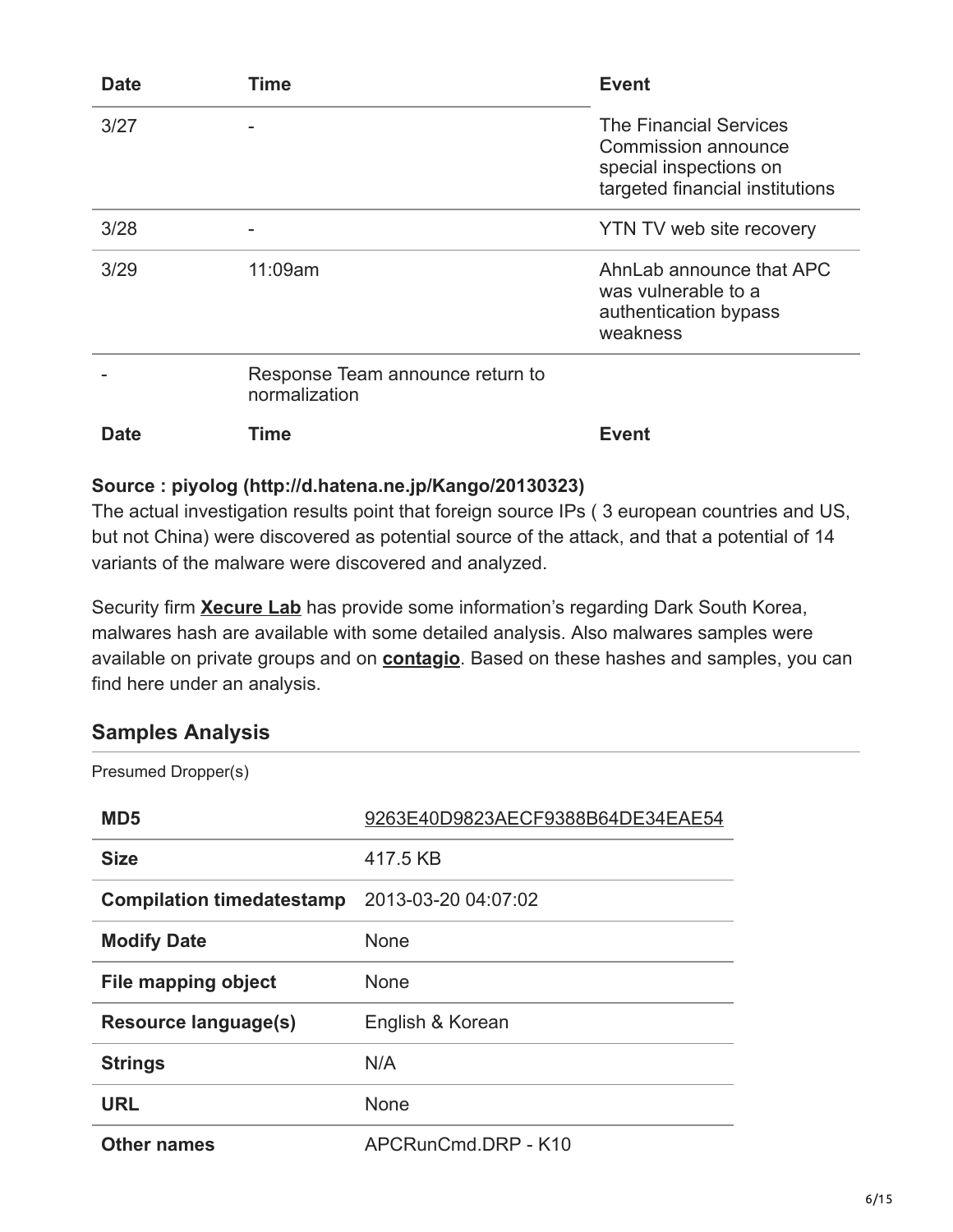| Date | Time | Event |
|---|---|---|
| 3/27 | - | The Financial Services Commission announce special inspections on targeted financial institutions |
| 3/28 | - | YTN TV web site recovery |
| 3/29 | 11:09am | AhnLab announce that APC was vulnerable to a authentication bypass weakness |
| - | Response Team announce return to normalization | |
| **Date** | **Time** | **Event** |

**Source : piyolog (http://d.hatena.ne.jp/Kango/20130323)**

The actual investigation results point that foreign source IPs ( 3 european countries and US, but not China) were discovered as potential source of the attack, and that a potential of 14 variants of the malware were discovered and analyzed.

Security firm **Xecure Lab** has provide some information's regarding Dark South Korea, malwares hash are available with some detailed analysis. Also malwares samples were available on private groups and on **contagio**. Based on these hashes and samples, you can find here under an analysis.

## Samples Analysis

Presumed Dropper(s)

| **MD5** | 9263E40D9823AECF9388B64DE34EAE54 |
|---|---|
| **Size** | 417.5 KB |
| **Compilation timedatestamp** | 2013-03-20 04:07:02 |
| **Modify Date** | None |
| **File mapping object** | None |
| **Resource language(s)** | English & Korean |
| **Strings** | N/A |
| **URL** | None |
| **Other names** | APCRunCmd.DRP - K10 |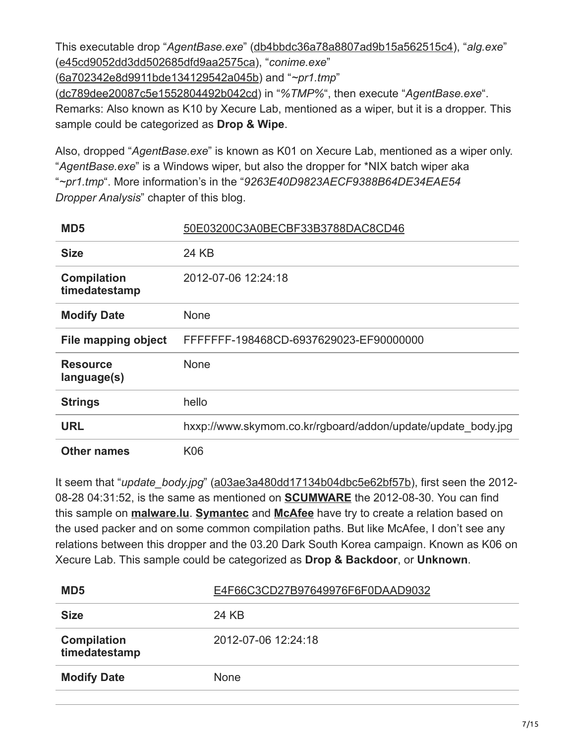This executable drop "*AgentBase.exe*" (db4bbdc36a78a8807ad9b15a562515c4), "*alg.exe*" (e45cd9052dd3dd502685dfd9aa2575ca), "*conime.exe*" (6a702342e8d9911bde134129542a045b) and "*~pr1.tmp*" (dc789dee20087c5e1552804492b042cd) in "*%TMP%*", then execute "*AgentBase.exe*". Remarks: Also known as K10 by Xecure Lab, mentioned as a wiper, but it is a dropper. This sample could be categorized as **Drop & Wipe**.

Also, dropped "*AgentBase.exe*" is known as K01 on Xecure Lab, mentioned as a wiper only. "*AgentBase.exe*" is a Windows wiper, but also the dropper for *NIX batch wiper aka "*~pr1.tmp*". More information's in the "*9263E40D9823AECF9388B64DE34EAE54 Dropper Analysis*" chapter of this blog.

| **MD5** | 50E03200C3A0BECBF33B3788DAC8CD46 |
|---|---|
| **Size** | 24 KB |
| **Compilation timedatestamp** | 2012-07-06 12:24:18 |
| **Modify Date** | None |
| **File mapping object** | FFFFFFF-198468CD-6937629023-EF90000000 |
| **Resource language(s)** | None |
| **Strings** | hello |
| **URL** | hxxp://www.skymom.co.kr/rgboard/addon/update/update_body.jpg |
| **Other names** | K06 |

It seem that "*update_body.jpg*" (a03ae3a480dd17134b04dbc5e62bf57b), first seen the 2012-08-28 04:31:52, is the same as mentioned on **SCUMWARE** the 2012-08-30. You can find this sample on **malware.lu**. **Symantec** and **McAfee** have try to create a relation based on the used packer and on some common compilation paths. But like McAfee, I don't see any relations between this dropper and the 03.20 Dark South Korea campaign. Known as K06 on Xecure Lab. This sample could be categorized as **Drop & Backdoor**, or **Unknown**.

| **MD5** | E4F66C3CD27B97649976F6F0DAAD9032 |
|---|---|
| **Size** | 24 KB |
| **Compilation timedatestamp** | 2012-07-06 12:24:18 |
| **Modify Date** | None |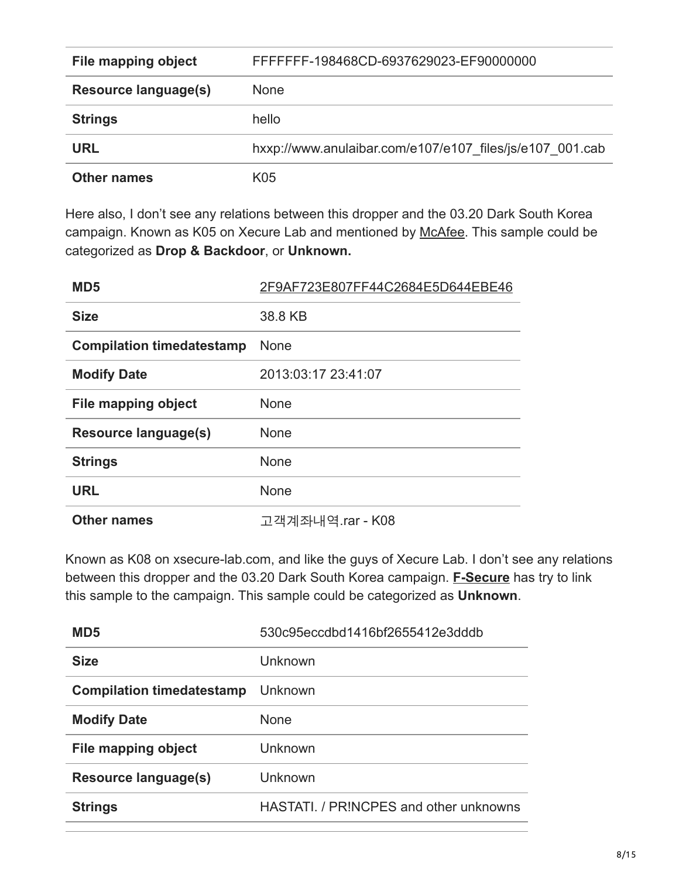| File mapping object | FFFFFFF-198468CD-6937629023-EF90000000 |
| --- | --- |
| Resource language(s) | None |
| Strings | hello |
| URL | hxxp://www.anulaibar.com/e107/e107_files/js/e107_001.cab |
| Other names | K05 |

Here also, I don't see any relations between this dropper and the 03.20 Dark South Korea campaign. Known as K05 on Xecure Lab and mentioned by McAfee. This sample could be categorized as **Drop & Backdoor**, or **Unknown.**

| MD5 | 2F9AF723E807FF44C2684E5D644EBE46 |
| --- | --- |
| Size | 38.8 KB |
| Compilation timedatestamp | None |
| Modify Date | 2013:03:17 23:41:07 |
| File mapping object | None |
| Resource language(s) | None |
| Strings | None |
| URL | None |
| Other names | 고객계좌내역.rar - K08 |

Known as K08 on xsecure-lab.com, and like the guys of Xecure Lab. I don't see any relations between this dropper and the 03.20 Dark South Korea campaign. **F-Secure** has try to link this sample to the campaign. This sample could be categorized as **Unknown**.

| MD5 | 530c95eccdbd1416bf2655412e3dddb |
| --- | --- |
| Size | Unknown |
| Compilation timedatestamp | Unknown |
| Modify Date | None |
| File mapping object | Unknown |
| Resource language(s) | Unknown |
| Strings | HASTATI. / PR!NCPES and other unknowns |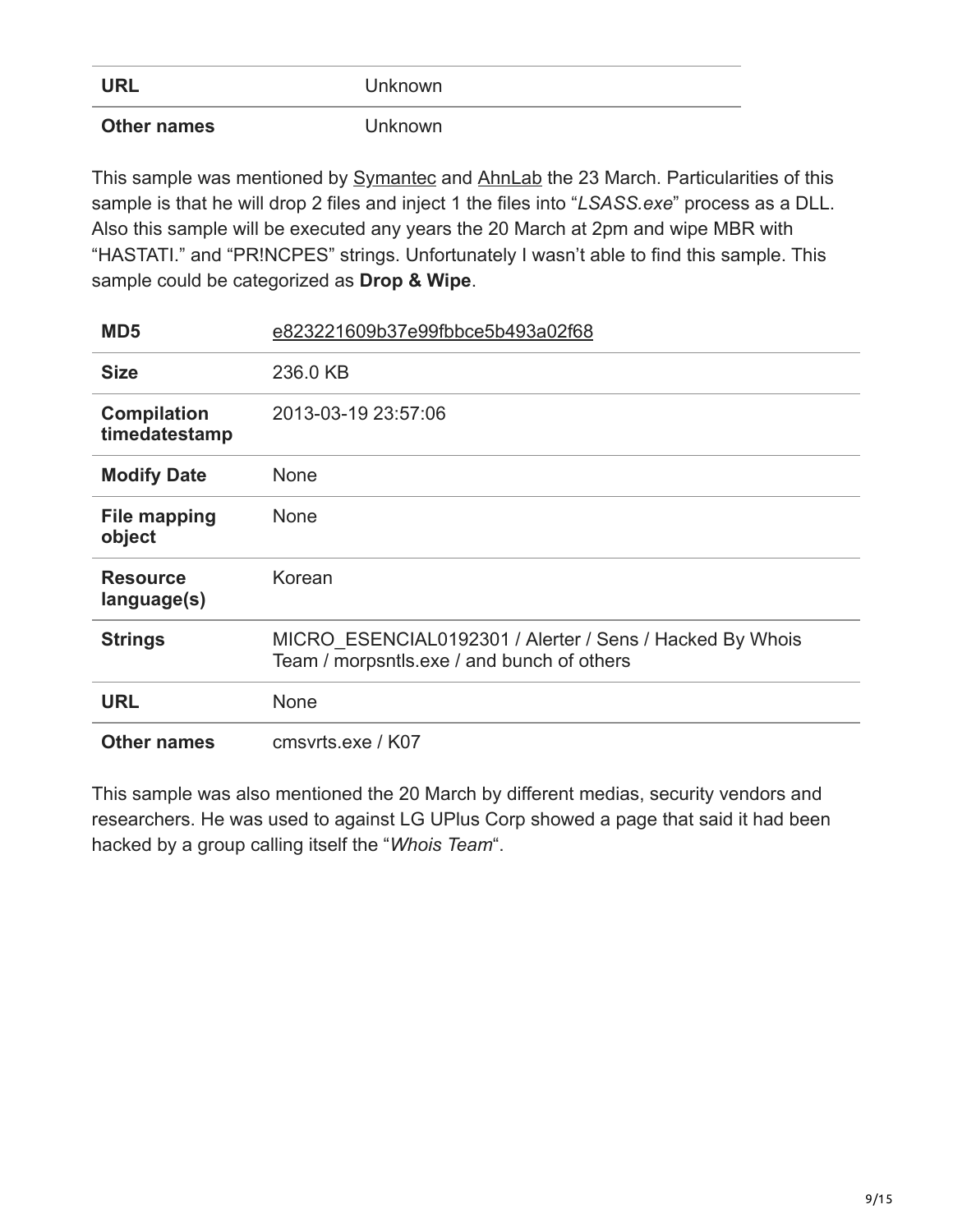| | |
|---|---|
| **URL** | Unknown |
| **Other names** | Unknown |

This sample was mentioned by Symantec and AhnLab the 23 March. Particularities of this sample is that he will drop 2 files and inject 1 the files into "*LSASS.exe*" process as a DLL. Also this sample will be executed any years the 20 March at 2pm and wipe MBR with "HASTATI." and "PR!NCPES" strings. Unfortunately I wasn't able to find this sample. This sample could be categorized as **Drop & Wipe**.

| | |
|---|---|
| **MD5** | e823221609b37e99fbbce5b493a02f68 |
| **Size** | 236.0 KB |
| **Compilation timedatestamp** | 2013-03-19 23:57:06 |
| **Modify Date** | None |
| **File mapping object** | None |
| **Resource language(s)** | Korean |
| **Strings** | MICRO_ESENCIAL0192301 / Alerter / Sens / Hacked By Whois Team / morpsntls.exe / and bunch of others |
| **URL** | None |
| **Other names** | cmsvrts.exe / K07 |

This sample was also mentioned the 20 March by different medias, security vendors and researchers. He was used to against LG UPlus Corp showed a page that said it had been hacked by a group calling itself the "*Whois Team*".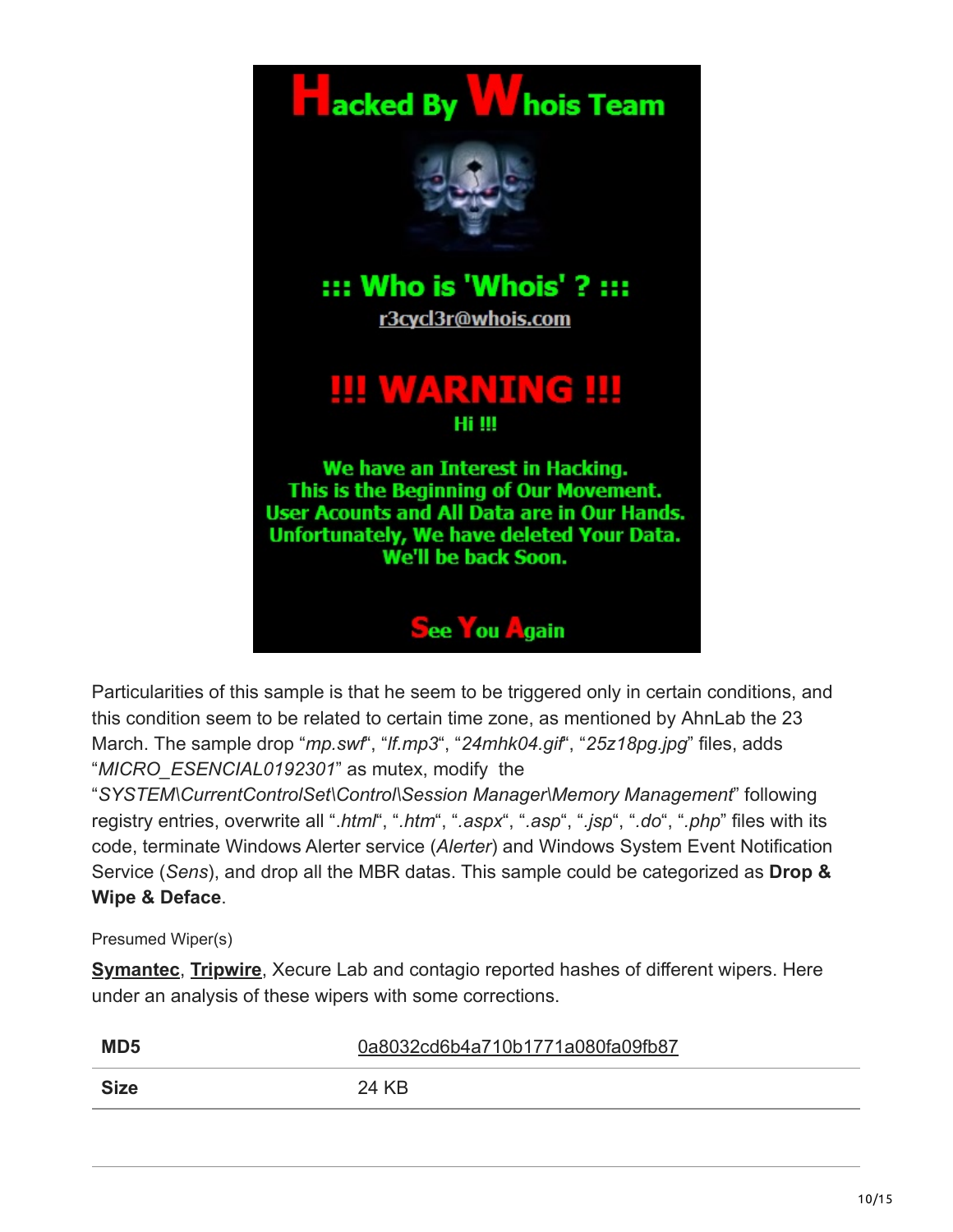Hacked By Whois Team

::: Who is 'Whois' ? :::

r3cycl3r@whois.com

!!! WARNING !!!

Hi !!!

We have an Interest in Hacking.
This is the Beginning of Our Movement.
User Acounts and All Data are in Our Hands.
Unfortunately, We have deleted Your Data.
We'll be back Soon.

See You Again

Particularities of this sample is that he seem to be triggered only in certain conditions, and this condition seem to be related to certain time zone, as mentioned by AhnLab the 23 March. The sample drop "*mp.swf*", "*lf.mp3*", "*24mhk04.gif*", "*25z18pg.jpg*" files, adds "*MICRO_ESENCIAL0192301*" as mutex, modify the "*SYSTEM\CurrentControlSet\Control\Session Manager\Memory Management*" following registry entries, overwrite all "*.html*", "*.htm*", "*.aspx*", "*.asp*", "*.jsp*", "*.do*", "*.php*" files with its code, terminate Windows Alerter service (*Alerter*) and Windows System Event Notification Service (*Sens*), and drop all the MBR datas. This sample could be categorized as **Drop & Wipe & Deface**.

Presumed Wiper(s)

**Symantec**, **Tripwire**, Xecure Lab and contagio reported hashes of different wipers. Here under an analysis of these wipers with some corrections.

| **MD5** | 0a8032cd6b4a710b1771a080fa09fb87 |
|---|---|
| **Size** | 24 KB |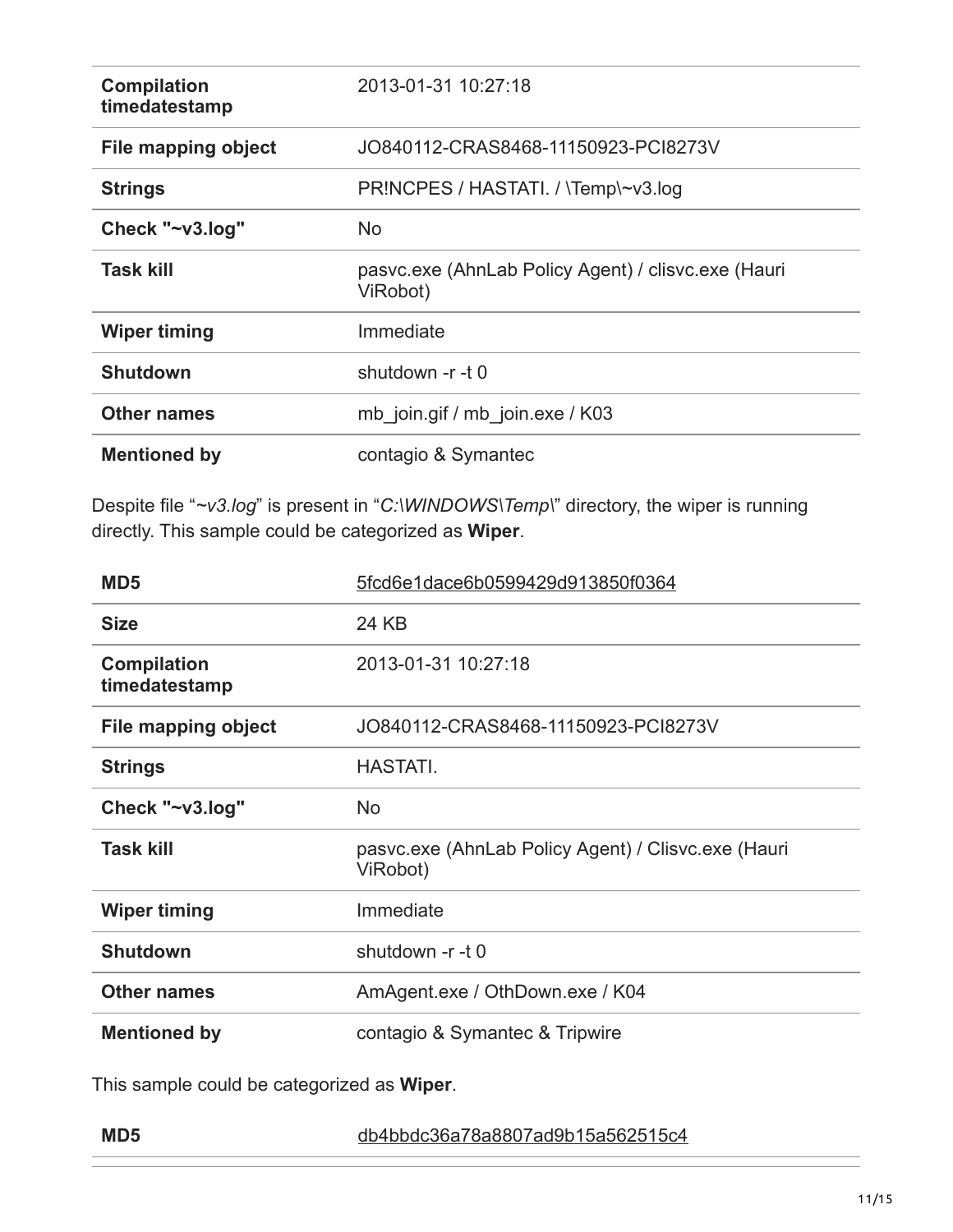| | |
|---|---|
| **Compilation timedatestamp** | 2013-01-31 10:27:18 |
| **File mapping object** | JO840112-CRAS8468-11150923-PCI8273V |
| **Strings** | PR!NCPES / HASTATI. / \Temp\~v3.log |
| **Check "~v3.log"** | No |
| **Task kill** | pasvc.exe (AhnLab Policy Agent) / clisvc.exe (Hauri ViRobot) |
| **Wiper timing** | Immediate |
| **Shutdown** | shutdown -r -t 0 |
| **Other names** | mb_join.gif / mb_join.exe / K03 |
| **Mentioned by** | contagio & Symantec |

Despite file "*~v3.log*" is present in "*C:\WINDOWS\Temp\*" directory, the wiper is running directly. This sample could be categorized as **Wiper**.

| | |
|---|---|
| **MD5** | 5fcd6e1dace6b0599429d913850f0364 |
| **Size** | 24 KB |
| **Compilation timedatestamp** | 2013-01-31 10:27:18 |
| **File mapping object** | JO840112-CRAS8468-11150923-PCI8273V |
| **Strings** | HASTATI. |
| **Check "~v3.log"** | No |
| **Task kill** | pasvc.exe (AhnLab Policy Agent) / Clisvc.exe (Hauri ViRobot) |
| **Wiper timing** | Immediate |
| **Shutdown** | shutdown -r -t 0 |
| **Other names** | AmAgent.exe / OthDown.exe / K04 |
| **Mentioned by** | contagio & Symantec & Tripwire |

This sample could be categorized as **Wiper**.

| | |
|---|---|
| **MD5** | db4bbdc36a78a8807ad9b15a562515c4 |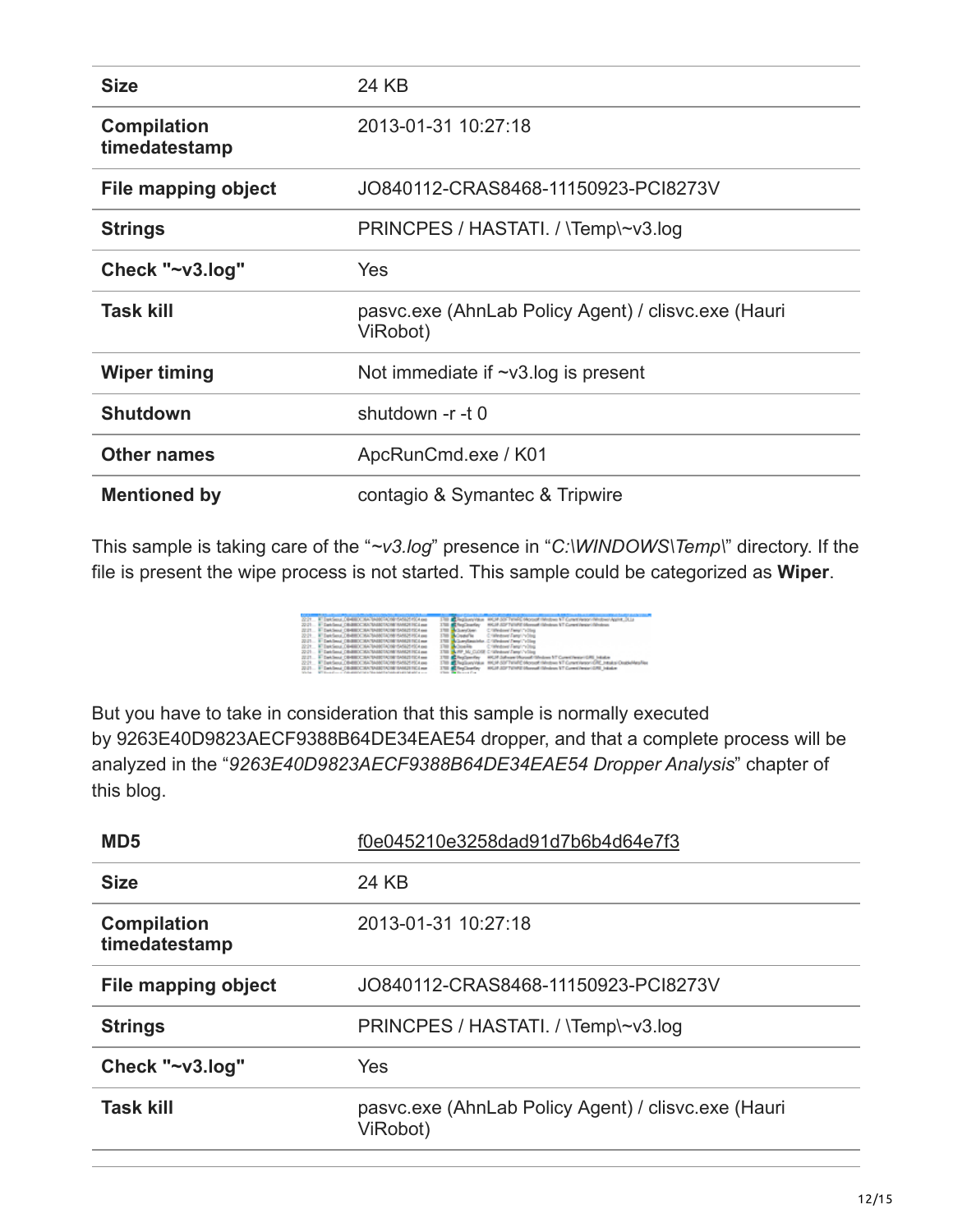| Size | 24 KB |
| --- | --- |
| Compilation timedatestamp | 2013-01-31 10:27:18 |
| File mapping object | JO840112-CRAS8468-11150923-PCI8273V |
| Strings | PRINCPES / HASTATI. / \Temp\~v3.log |
| Check "~v3.log" | Yes |
| Task kill | pasvc.exe (AhnLab Policy Agent) / clisvc.exe (Hauri ViRobot) |
| Wiper timing | Not immediate if ~v3.log is present |
| Shutdown | shutdown -r -t 0 |
| Other names | ApcRunCmd.exe / K01 |
| Mentioned by | contagio & Symantec & Tripwire |

This sample is taking care of the "*~v3.log*" presence in "*C:\WINDOWS\Temp\*" directory. If the file is present the wipe process is not started. This sample could be categorized as **Wiper**.

But you have to take in consideration that this sample is normally executed by 9263E40D9823AECF9388B64DE34EAE54 dropper, and that a complete process will be analyzed in the "*9263E40D9823AECF9388B64DE34EAE54 Dropper Analysis*" chapter of this blog.

| MD5 | f0e045210e3258dad91d7b6b4d64e7f3 |
| --- | --- |
| Size | 24 KB |
| Compilation timedatestamp | 2013-01-31 10:27:18 |
| File mapping object | JO840112-CRAS8468-11150923-PCI8273V |
| Strings | PRINCPES / HASTATI. / \Temp\~v3.log |
| Check "~v3.log" | Yes |
| Task kill | pasvc.exe (AhnLab Policy Agent) / clisvc.exe (Hauri ViRobot) |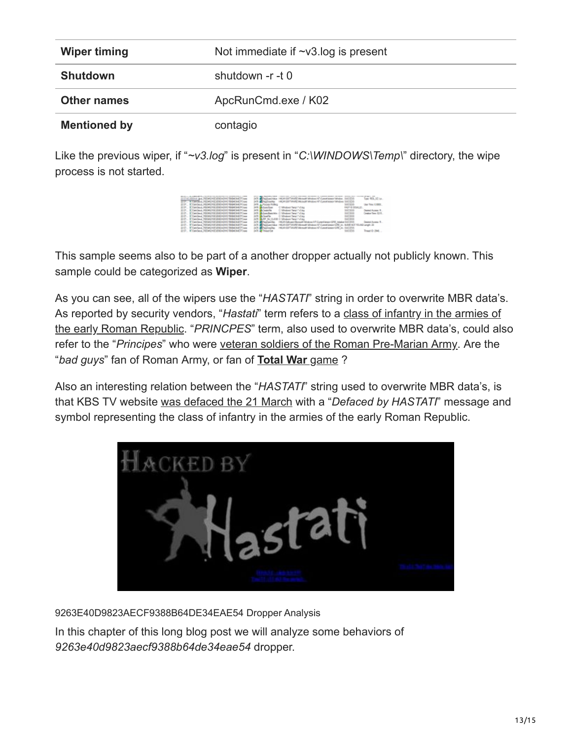| | |
|---|---|
| **Wiper timing** | Not immediate if ~v3.log is present |
| **Shutdown** | shutdown -r -t 0 |
| **Other names** | ApcRunCmd.exe / K02 |
| **Mentioned by** | contagio |

Like the previous wiper, if "*~v3.log*" is present in "*C:\WINDOWS\Temp\*" directory, the wipe process is not started.

This sample seems also to be part of a another dropper actually not publicly known. This sample could be categorized as **Wiper**.

As you can see, all of the wipers use the "*HASTATI*" string in order to overwrite MBR data's. As reported by security vendors, "*Hastati*" term refers to a class of infantry in the armies of the early Roman Republic. "*PRINCPES*" term, also used to overwrite MBR data's, could also refer to the "*Principes*" who were veteran soldiers of the Roman Pre-Marian Army. Are the "*bad guys*" fan of Roman Army, or fan of **Total War** game ?

Also an interesting relation between the "*HASTATI*" string used to overwrite MBR data's, is that KBS TV website was defaced the 21 March with a "*Defaced by HASTATI*" message and symbol representing the class of infantry in the armies of the early Roman Republic.

9263E40D9823AECF9388B64DE34EAE54 Dropper Analysis

In this chapter of this long blog post we will analyze some behaviors of *9263e40d9823aecf9388b64de34eae54* dropper.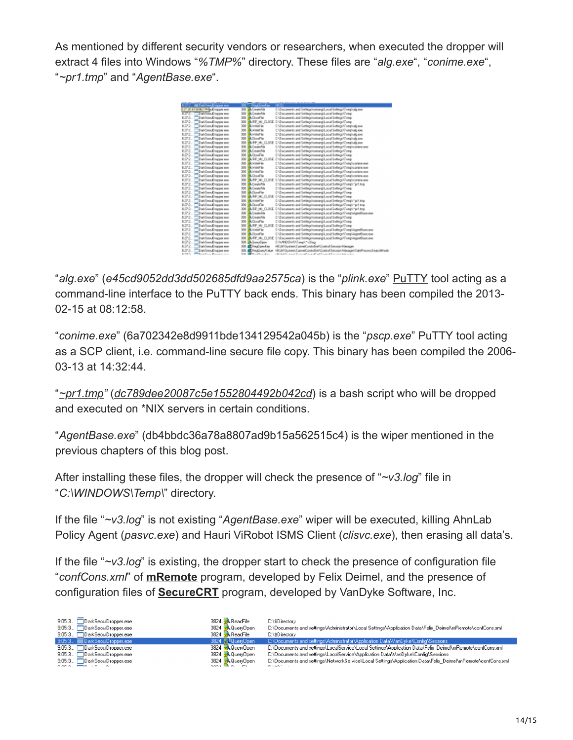As mentioned by different security vendors or researchers, when executed the dropper will extract 4 files into Windows "*%TMP%*" directory. These files are "*alg.exe*", "*conime.exe*", "*~pr1.tmp*" and "*AgentBase.exe*".

"*alg.exe*" (*e45cd9052dd3dd502685dfd9aa2575ca*) is the "*plink.exe*" PuTTY tool acting as a command-line interface to the PuTTY back ends. This binary has been compiled the 2013-02-15 at 08:12:58.

"*conime.exe*" (6a702342e8d9911bde134129542a045b) is the "*pscp.exe*" PuTTY tool acting as a SCP client, i.e. command-line secure file copy. This binary has been compiled the 2006-03-13 at 14:32:44.

"*~pr1.tmp*" (*dc789dee20087c5e1552804492b042cd*) is a bash script who will be dropped and executed on *NIX servers in certain conditions.

"*AgentBase.exe*" (db4bbdc36a78a8807ad9b15a562515c4) is the wiper mentioned in the previous chapters of this blog post.

After installing these files, the dropper will check the presence of "*~v3.log*" file in "*C:\WINDOWS\Temp\*" directory.

If the file "*~v3.log*" is not existing "*AgentBase.exe*" wiper will be executed, killing AhnLab Policy Agent (*pasvc.exe*) and Hauri ViRobot ISMS Client (*clisvc.exe*), then erasing all data's.

If the file "*~v3.log*" is existing, the dropper start to check the presence of configuration file "*confCons.xml*" of **mRemote** program, developed by Felix Deimel, and the presence of configuration files of **SecureCRT** program, developed by VanDyke Software, Inc.

| | | | | |
|---|---|---|---|---|
| 9:05:3... | DarkSeoulDropper.exe | 3824 | ReadFile | C:\$Directory |
| 9:05:3... | DarkSeoulDropper.exe | 3824 | QueryOpen | C:\Documents and settings\Administrator\Local Settings\Application Data\Felix_Deimel\mRemote\confCons.xml |
| 9:05:3... | DarkSeoulDropper.exe | 3824 | ReadFile | C:\$Directory |
| 9:05:3... | DarkSeoulDropper.exe | 3824 | QueryOpen | C:\Documents and settings\Administrator\Application Data\VanDyke\Config\Sessions |
| 9:05:3... | DarkSeoulDropper.exe | 3824 | QueryOpen | C:\Documents and settings\LocalService\Local Settings\Application Data\Felix_Deimel\mRemote\confCons.xml |
| 9:05:3... | DarkSeoulDropper.exe | 3824 | QueryOpen | C:\Documents and settings\LocalService\Application Data\VanDyke\Config\Sessions |
| 9:05:3... | DarkSeoulDropper.exe | 3824 | QueryOpen | C:\Documents and settings\NetworkService\Local Settings\Application Data\Felix_Deimel\mRemote\confCons.xml |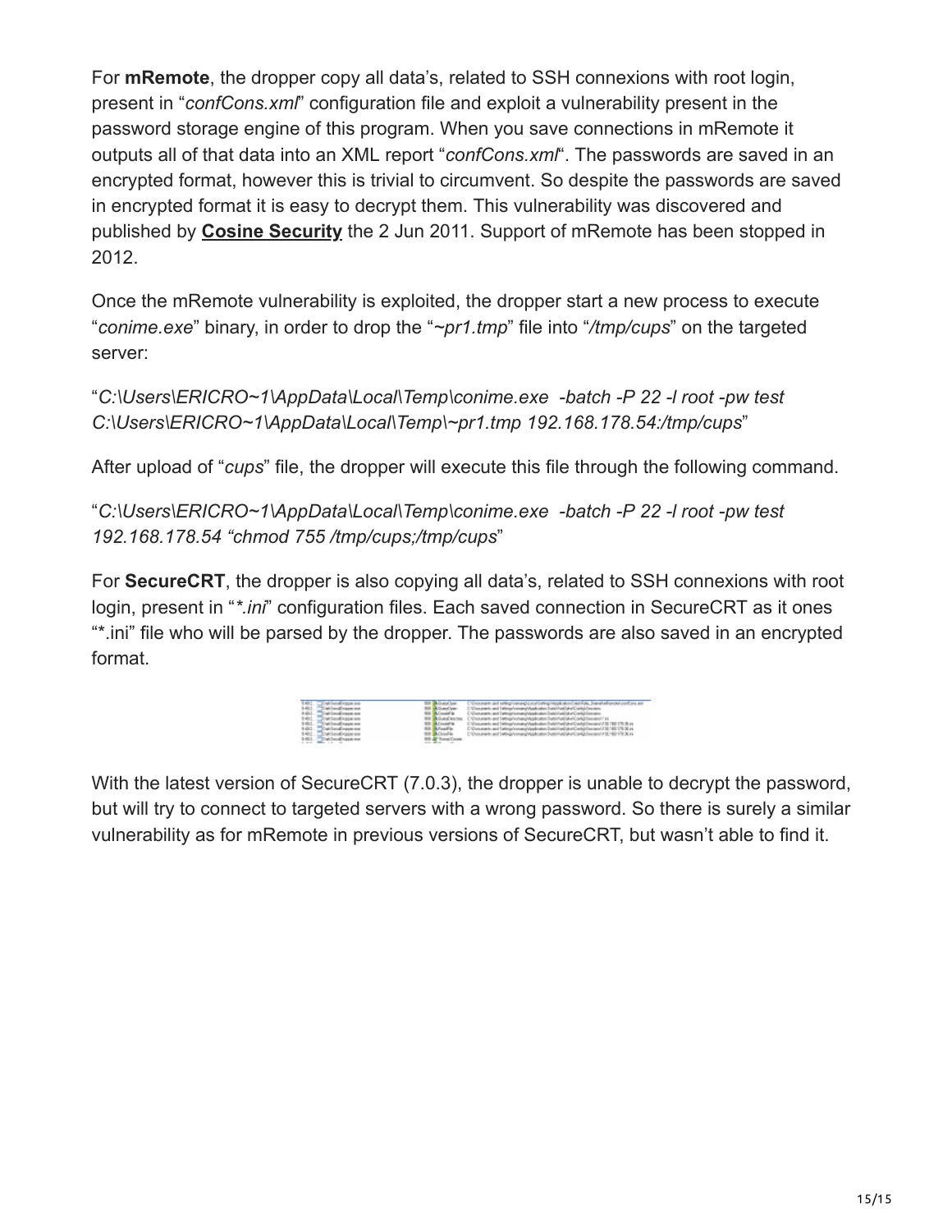For **mRemote**, the dropper copy all data's, related to SSH connexions with root login, present in "*confCons.xml*" configuration file and exploit a vulnerability present in the password storage engine of this program. When you save connections in mRemote it outputs all of that data into an XML report "*confCons.xml*". The passwords are saved in an encrypted format, however this is trivial to circumvent. So despite the passwords are saved in encrypted format it is easy to decrypt them. This vulnerability was discovered and published by **Cosine Security** the 2 Jun 2011. Support of mRemote has been stopped in 2012.

Once the mRemote vulnerability is exploited, the dropper start a new process to execute "*conime.exe*" binary, in order to drop the "*~pr1.tmp*" file into "*/tmp/cups*" on the targeted server:

"*C:\Users\ERICRO~1\AppData\Local\Temp\conime.exe -batch -P 22 -l root -pw test C:\Users\ERICRO~1\AppData\Local\Temp\~pr1.tmp 192.168.178.54:/tmp/cups*"

After upload of "*cups*" file, the dropper will execute this file through the following command.

"*C:\Users\ERICRO~1\AppData\Local\Temp\conime.exe -batch -P 22 -l root -pw test 192.168.178.54 "chmod 755 /tmp/cups;/tmp/cups*"

For **SecureCRT**, the dropper is also copying all data's, related to SSH connexions with root login, present in "*\*.ini*" configuration files. Each saved connection in SecureCRT as it ones "*.ini" file who will be parsed by the dropper. The passwords are also saved in an encrypted format.

With the latest version of SecureCRT (7.0.3), the dropper is unable to decrypt the password, but will try to connect to targeted servers with a wrong password. So there is surely a similar vulnerability as for mRemote in previous versions of SecureCRT, but wasn't able to find it.